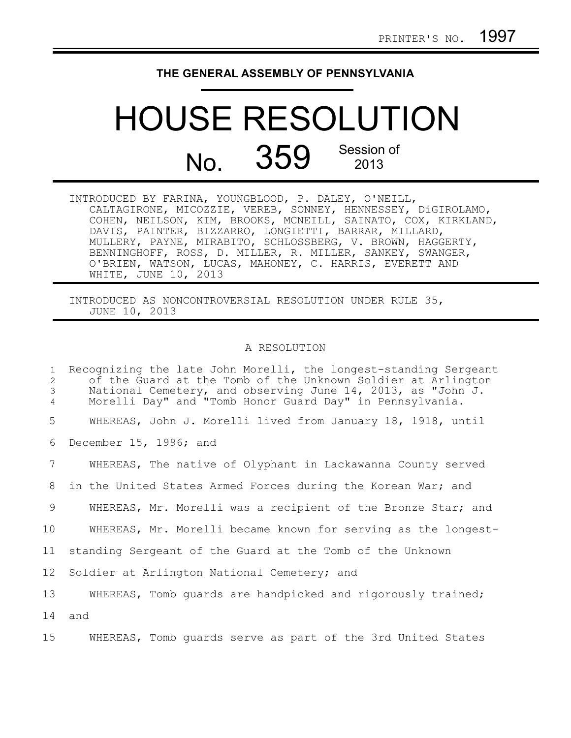PRINTER'S NO. 1997

# THE GENERAL ASSEMBLY OF PENNSYLVANIA

# HOUSE RESOLUTION

## No. 359 Session of 2013

INTRODUCED BY FARINA, YOUNGBLOOD, P. DALEY, O'NEILL, CALTAGIRONE, MICOZZIE, VEREB, SONNEY, HENNESSEY, DiGIROLAMO, COHEN, NEILSON, KIM, BROOKS, MCNEILL, SAINATO, COX, KIRKLAND, DAVIS, PAINTER, BIZZARRO, LONGIETTI, BARRAR, MILLARD, MULLERY, PAYNE, MIRABITO, SCHLOSSBERG, V. BROWN, HAGGERTY, BENNINGHOFF, ROSS, D. MILLER, R. MILLER, SANKEY, SWANGER, O'BRIEN, WATSON, LUCAS, MAHONEY, C. HARRIS, EVERETT AND WHITE, JUNE 10, 2013

INTRODUCED AS NONCONTROVERSIAL RESOLUTION UNDER RULE 35, JUNE 10, 2013

A RESOLUTION

1 Recognizing the late John Morelli, the longest-standing Sergeant
2 of the Guard at the Tomb of the Unknown Soldier at Arlington
3 National Cemetery, and observing June 14, 2013, as "John J.
4 Morelli Day" and "Tomb Honor Guard Day" in Pennsylvania.

5 WHEREAS, John J. Morelli lived from January 18, 1918, until
6 December 15, 1996; and

7 WHEREAS, The native of Olyphant in Lackawanna County served
8 in the United States Armed Forces during the Korean War; and

9 WHEREAS, Mr. Morelli was a recipient of the Bronze Star; and

10 WHEREAS, Mr. Morelli became known for serving as the longest-
11 standing Sergeant of the Guard at the Tomb of the Unknown
12 Soldier at Arlington National Cemetery; and

13 WHEREAS, Tomb guards are handpicked and rigorously trained;
14 and

15 WHEREAS, Tomb guards serve as part of the 3rd United States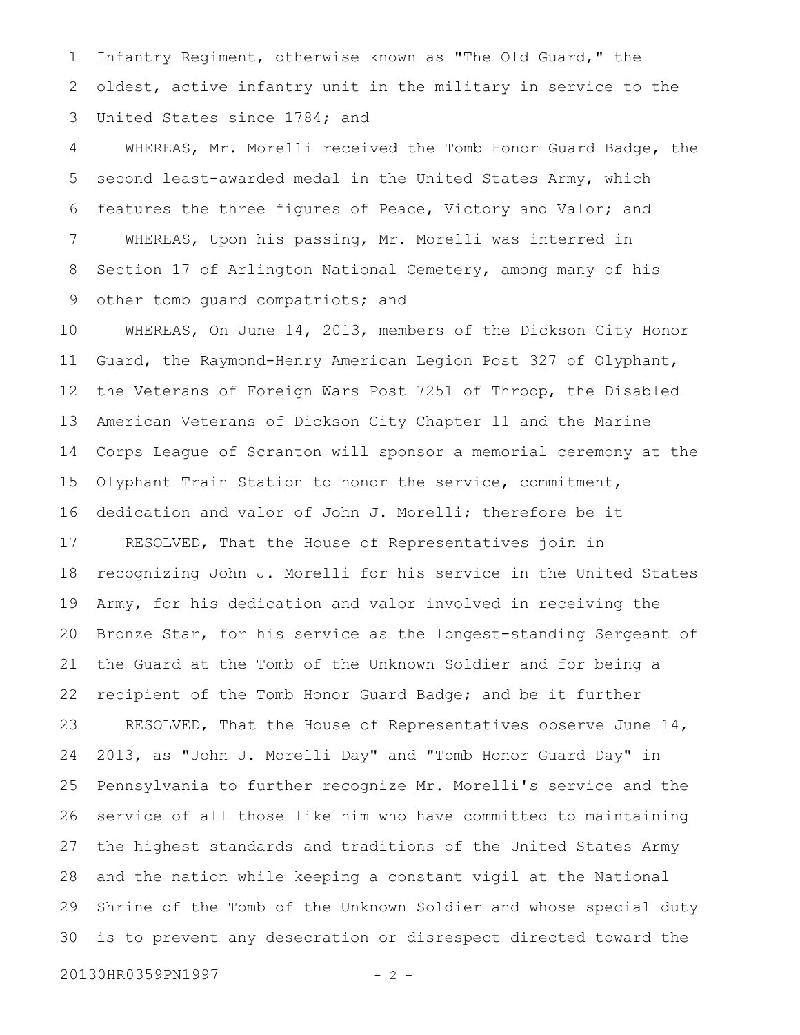Infantry Regiment, otherwise known as "The Old Guard," the oldest, active infantry unit in the military in service to the United States since 1784; and

WHEREAS, Mr. Morelli received the Tomb Honor Guard Badge, the second least-awarded medal in the United States Army, which features the three figures of Peace, Victory and Valor; and

WHEREAS, Upon his passing, Mr. Morelli was interred in Section 17 of Arlington National Cemetery, among many of his other tomb guard compatriots; and

WHEREAS, On June 14, 2013, members of the Dickson City Honor Guard, the Raymond-Henry American Legion Post 327 of Olyphant, the Veterans of Foreign Wars Post 7251 of Throop, the Disabled American Veterans of Dickson City Chapter 11 and the Marine Corps League of Scranton will sponsor a memorial ceremony at the Olyphant Train Station to honor the service, commitment, dedication and valor of John J. Morelli; therefore be it

RESOLVED, That the House of Representatives join in recognizing John J. Morelli for his service in the United States Army, for his dedication and valor involved in receiving the Bronze Star, for his service as the longest-standing Sergeant of the Guard at the Tomb of the Unknown Soldier and for being a recipient of the Tomb Honor Guard Badge; and be it further

RESOLVED, That the House of Representatives observe June 14, 2013, as "John J. Morelli Day" and "Tomb Honor Guard Day" in Pennsylvania to further recognize Mr. Morelli's service and the service of all those like him who have committed to maintaining the highest standards and traditions of the United States Army and the nation while keeping a constant vigil at the National Shrine of the Tomb of the Unknown Soldier and whose special duty is to prevent any desecration or disrespect directed toward the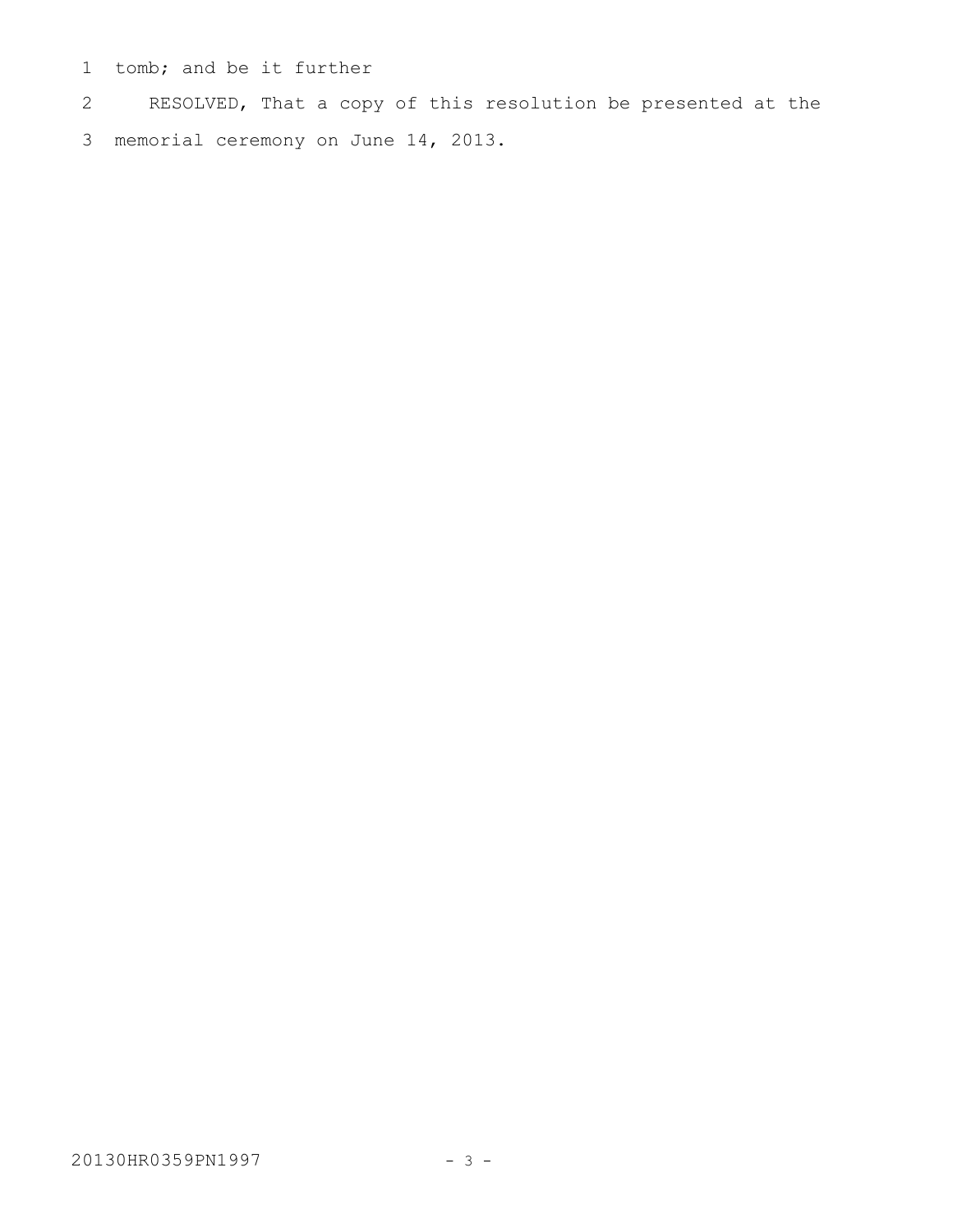tomb; and be it further

RESOLVED, That a copy of this resolution be presented at the memorial ceremony on June 14, 2013.